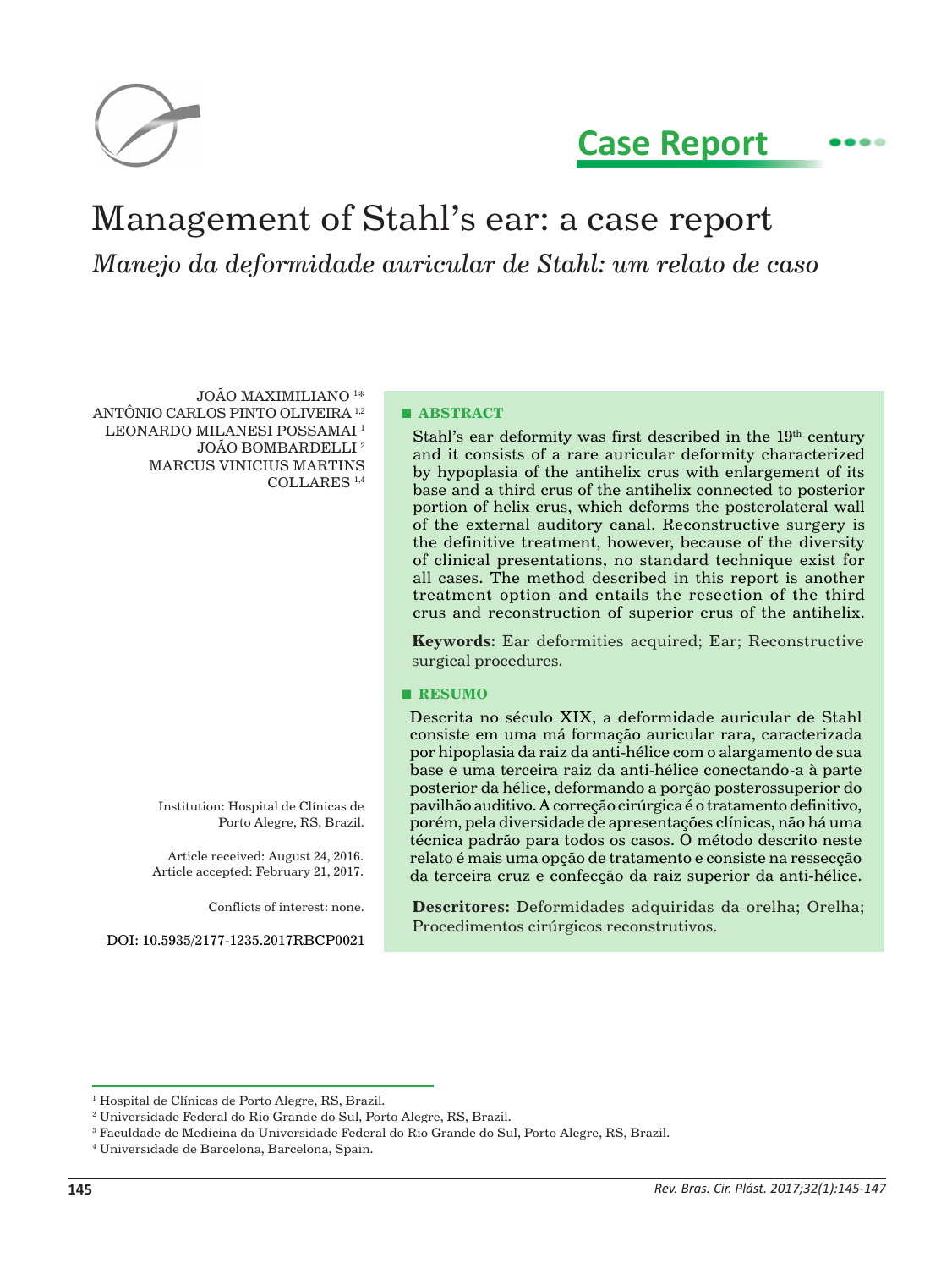Case Report

# Management of Stahl's ear: a case report

*Manejo da deformidade auricular de Stahl: um relato de caso*

JOÃO MAXIMILIANO [1*]
ANTÔNIO CARLOS PINTO OLIVEIRA [1,2]
LEONARDO MILANESI POSSAMAI [1]
JOÃO BOMBARDELLI [2]
MARCUS VINICIUS MARTINS COLLARES [1,4]

Institution: Hospital de Clínicas de Porto Alegre, RS, Brazil.

Article received: August 24, 2016.
Article accepted: February 21, 2017.

Conflicts of interest: none.

DOI: 10.5935/2177-1235.2017RBCP0021

## ABSTRACT

Stahl's ear deformity was first described in the 19th century and it consists of a rare auricular deformity characterized by hypoplasia of the antihelix crus with enlargement of its base and a third crus of the antihelix connected to posterior portion of helix crus, which deforms the posterolateral wall of the external auditory canal. Reconstructive surgery is the definitive treatment, however, because of the diversity of clinical presentations, no standard technique exist for all cases. The method described in this report is another treatment option and entails the resection of the third crus and reconstruction of superior crus of the antihelix.

**Keywords:** Ear deformities acquired; Ear; Reconstructive surgical procedures.

## RESUMO

Descrita no século XIX, a deformidade auricular de Stahl consiste em uma má formação auricular rara, caracterizada por hipoplasia da raiz da anti-hélice com o alargamento de sua base e uma terceira raiz da anti-hélice conectando-a à parte posterior da hélice, deformando a porção posterossuperior do pavilhão auditivo. A correção cirúrgica é o tratamento definitivo, porém, pela diversidade de apresentações clínicas, não há uma técnica padrão para todos os casos. O método descrito neste relato é mais uma opção de tratamento e consiste na ressecção da terceira cruz e confecção da raiz superior da anti-hélice.

**Descritores:** Deformidades adquiridas da orelha; Orelha; Procedimentos cirúrgicos reconstrutivos.

---

[1] Hospital de Clínicas de Porto Alegre, RS, Brazil.
[2] Universidade Federal do Rio Grande do Sul, Porto Alegre, RS, Brazil.
[3] Faculdade de Medicina da Universidade Federal do Rio Grande do Sul, Porto Alegre, RS, Brazil.
[4] Universidade de Barcelona, Barcelona, Spain.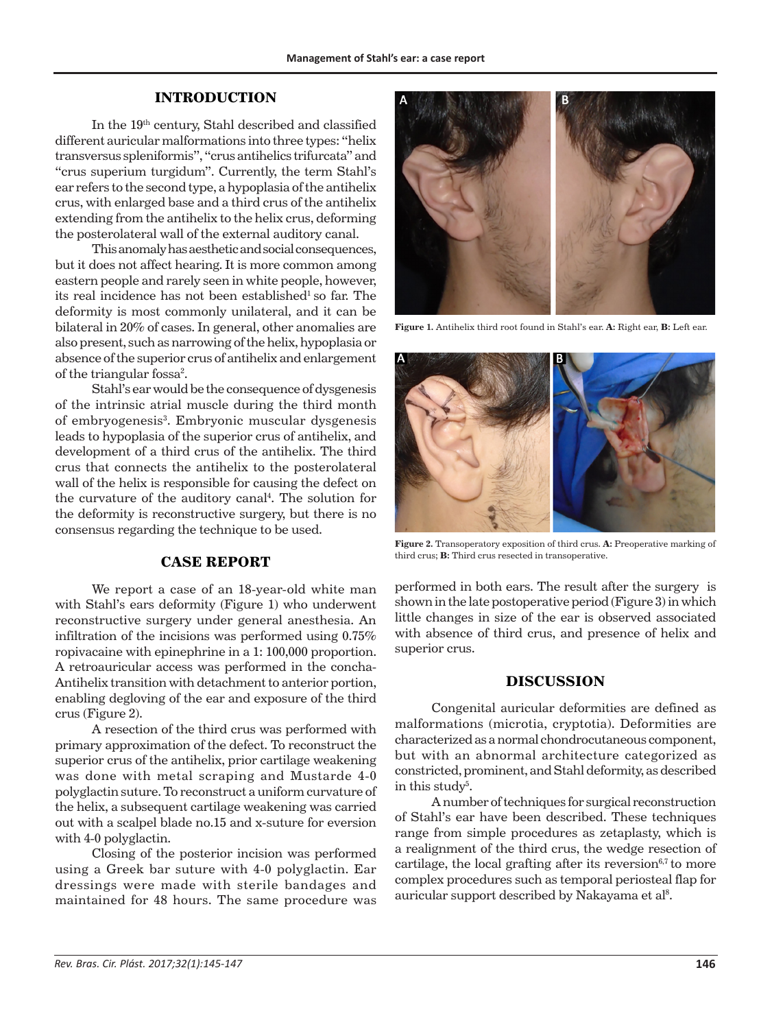## INTRODUCTION

In the 19th century, Stahl described and classified different auricular malformations into three types: "helix transversus spleniformis", "crus antihelics trifurcata" and "crus superium turgidum". Currently, the term Stahl's ear refers to the second type, a hypoplasia of the antihelix crus, with enlarged base and a third crus of the antihelix extending from the antihelix to the helix crus, deforming the posterolateral wall of the external auditory canal.

This anomaly has aesthetic and social consequences, but it does not affect hearing. It is more common among eastern people and rarely seen in white people, however, its real incidence has not been established[1] so far. The deformity is most commonly unilateral, and it can be bilateral in 20% of cases. In general, other anomalies are also present, such as narrowing of the helix, hypoplasia or absence of the superior crus of antihelix and enlargement of the triangular fossa[2].

Stahl's ear would be the consequence of dysgenesis of the intrinsic atrial muscle during the third month of embryogenesis[3]. Embryonic muscular dysgenesis leads to hypoplasia of the superior crus of antihelix, and development of a third crus of the antihelix. The third crus that connects the antihelix to the posterolateral wall of the helix is responsible for causing the defect on the curvature of the auditory canal[4]. The solution for the deformity is reconstructive surgery, but there is no consensus regarding the technique to be used.

## CASE REPORT

We report a case of an 18-year-old white man with Stahl's ears deformity (Figure 1) who underwent reconstructive surgery under general anesthesia. An infiltration of the incisions was performed using 0.75% ropivacaine with epinephrine in a 1: 100,000 proportion. A retroauricular access was performed in the concha-Antihelix transition with detachment to anterior portion, enabling degloving of the ear and exposure of the third crus (Figure 2).

A resection of the third crus was performed with primary approximation of the defect. To reconstruct the superior crus of the antihelix, prior cartilage weakening was done with metal scraping and Mustarde 4-0 polyglactin suture. To reconstruct a uniform curvature of the helix, a subsequent cartilage weakening was carried out with a scalpel blade no.15 and x-suture for eversion with 4-0 polyglactin.

Closing of the posterior incision was performed using a Greek bar suture with 4-0 polyglactin. Ear dressings were made with sterile bandages and maintained for 48 hours. The same procedure was performed in both ears. The result after the surgery is shown in the late postoperative period (Figure 3) in which little changes in size of the ear is observed associated with absence of third crus, and presence of helix and superior crus.

**Figure 1.** Antihelix third root found in Stahl's ear. **A:** Right ear, **B:** Left ear.

**Figure 2.** Transoperatory exposition of third crus. **A:** Preoperative marking of third crus; **B:** Third crus resected in transoperative.

## DISCUSSION

Congenital auricular deformities are defined as malformations (microtia, cryptotia). Deformities are characterized as a normal chondrocutaneous component, but with an abnormal architecture categorized as constricted, prominent, and Stahl deformity, as described in this study[5].

A number of techniques for surgical reconstruction of Stahl's ear have been described. These techniques range from simple procedures as zetaplasty, which is a realignment of the third crus, the wedge resection of cartilage, the local grafting after its reversion[6,7] to more complex procedures such as temporal periosteal flap for auricular support described by Nakayama et al[8].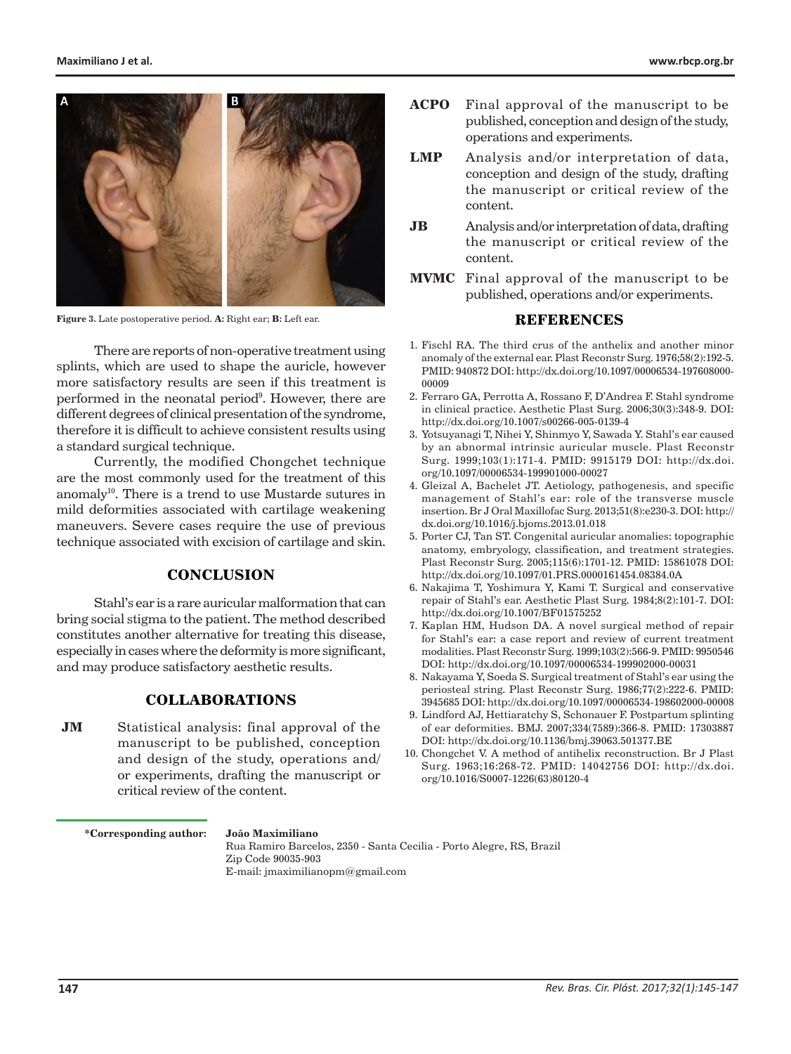Figure 3. Late postoperative period. A: Right ear; B: Left ear.

There are reports of non-operative treatment using splints, which are used to shape the auricle, however more satisfactory results are seen if this treatment is performed in the neonatal period[9]. However, there are different degrees of clinical presentation of the syndrome, therefore it is difficult to achieve consistent results using a standard surgical technique.

Currently, the modified Chongchet technique are the most commonly used for the treatment of this anomaly[10]. There is a trend to use Mustarde sutures in mild deformities associated with cartilage weakening maneuvers. Severe cases require the use of previous technique associated with excision of cartilage and skin.

## CONCLUSION

Stahl's ear is a rare auricular malformation that can bring social stigma to the patient. The method described constitutes another alternative for treating this disease, especially in cases where the deformity is more significant, and may produce satisfactory aesthetic results.

## COLLABORATIONS

**JM** Statistical analysis: final approval of the manuscript to be published, conception and design of the study, operations and/or experiments, drafting the manuscript or critical review of the content.

**ACPO** Final approval of the manuscript to be published, conception and design of the study, operations and experiments.

**LMP** Analysis and/or interpretation of data, conception and design of the study, drafting the manuscript or critical review of the content.

**JB** Analysis and/or interpretation of data, drafting the manuscript or critical review of the content.

**MVMC** Final approval of the manuscript to be published, operations and/or experiments.

## REFERENCES

1. Fischl RA. The third crus of the anthelix and another minor anomaly of the external ear. Plast Reconstr Surg. 1976;58(2):192-5. PMID: 940872 DOI: http://dx.doi.org/10.1097/00006534-197608000-00009
2. Ferraro GA, Perrotta A, Rossano F, D'Andrea F. Stahl syndrome in clinical practice. Aesthetic Plast Surg. 2006;30(3):348-9. DOI: http://dx.doi.org/10.1007/s00266-005-0139-4
3. Yotsuyanagi T, Nihei Y, Shinmyo Y, Sawada Y. Stahl's ear caused by an abnormal intrinsic auricular muscle. Plast Reconstr Surg. 1999;103(1):171-4. PMID: 9915179 DOI: http://dx.doi.org/10.1097/00006534-199901000-00027
4. Gleizal A, Bachelet JT. Aetiology, pathogenesis, and specific management of Stahl's ear: role of the transverse muscle insertion. Br J Oral Maxillofac Surg. 2013;51(8):e230-3. DOI: http://dx.doi.org/10.1016/j.bjoms.2013.01.018
5. Porter CJ, Tan ST. Congenital auricular anomalies: topographic anatomy, embryology, classification, and treatment strategies. Plast Reconstr Surg. 2005;115(6):1701-12. PMID: 15861078 DOI: http://dx.doi.org/10.1097/01.PRS.0000161454.08384.0A
6. Nakajima T, Yoshimura Y, Kami T. Surgical and conservative repair of Stahl's ear. Aesthetic Plast Surg. 1984;8(2):101-7. DOI: http://dx.doi.org/10.1007/BF01575252
7. Kaplan HM, Hudson DA. A novel surgical method of repair for Stahl's ear: a case report and review of current treatment modalities. Plast Reconstr Surg. 1999;103(2):566-9. PMID: 9950546 DOI: http://dx.doi.org/10.1097/00006534-199902000-00031
8. Nakayama Y, Soeda S. Surgical treatment of Stahl's ear using the periosteal string. Plast Reconstr Surg. 1986;77(2):222-6. PMID: 3945685 DOI: http://dx.doi.org/10.1097/00006534-198602000-00008
9. Lindford AJ, Hettiaratchy S, Schonauer F. Postpartum splinting of ear deformities. BMJ. 2007;334(7589):366-8. PMID: 17303887 DOI: http://dx.doi.org/10.1136/bmj.39063.501377.BE
10. Chongchet V. A method of antihelix reconstruction. Br J Plast Surg. 1963;16:268-72. PMID: 14042756 DOI: http://dx.doi.org/10.1016/S0007-1226(63)80120-4

**\*Corresponding author:** **João Maximiliano**
Rua Ramiro Barcelos, 2350 - Santa Cecilia - Porto Alegre, RS, Brazil
Zip Code 90035-903
E-mail: jmaximilianopm@gmail.com